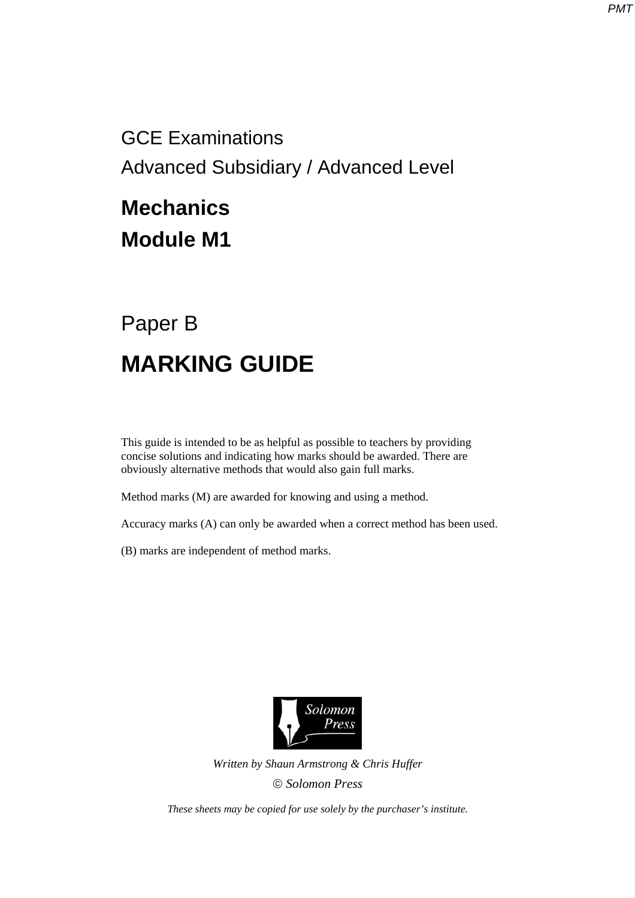GCE Examinations

Advanced Subsidiary / Advanced Level

# Mechanics

# Module M1

Paper B

# MARKING GUIDE

This guide is intended to be as helpful as possible to teachers by providing concise solutions and indicating how marks should be awarded. There are obviously alternative methods that would also gain full marks.

Method marks (M) are awarded for knowing and using a method.

Accuracy marks (A) can only be awarded when a correct method has been used.

(B) marks are independent of method marks.

*Written by Shaun Armstrong & Chris Huffer*

*© Solomon Press*

*These sheets may be copied for use solely by the purchaser's institute.*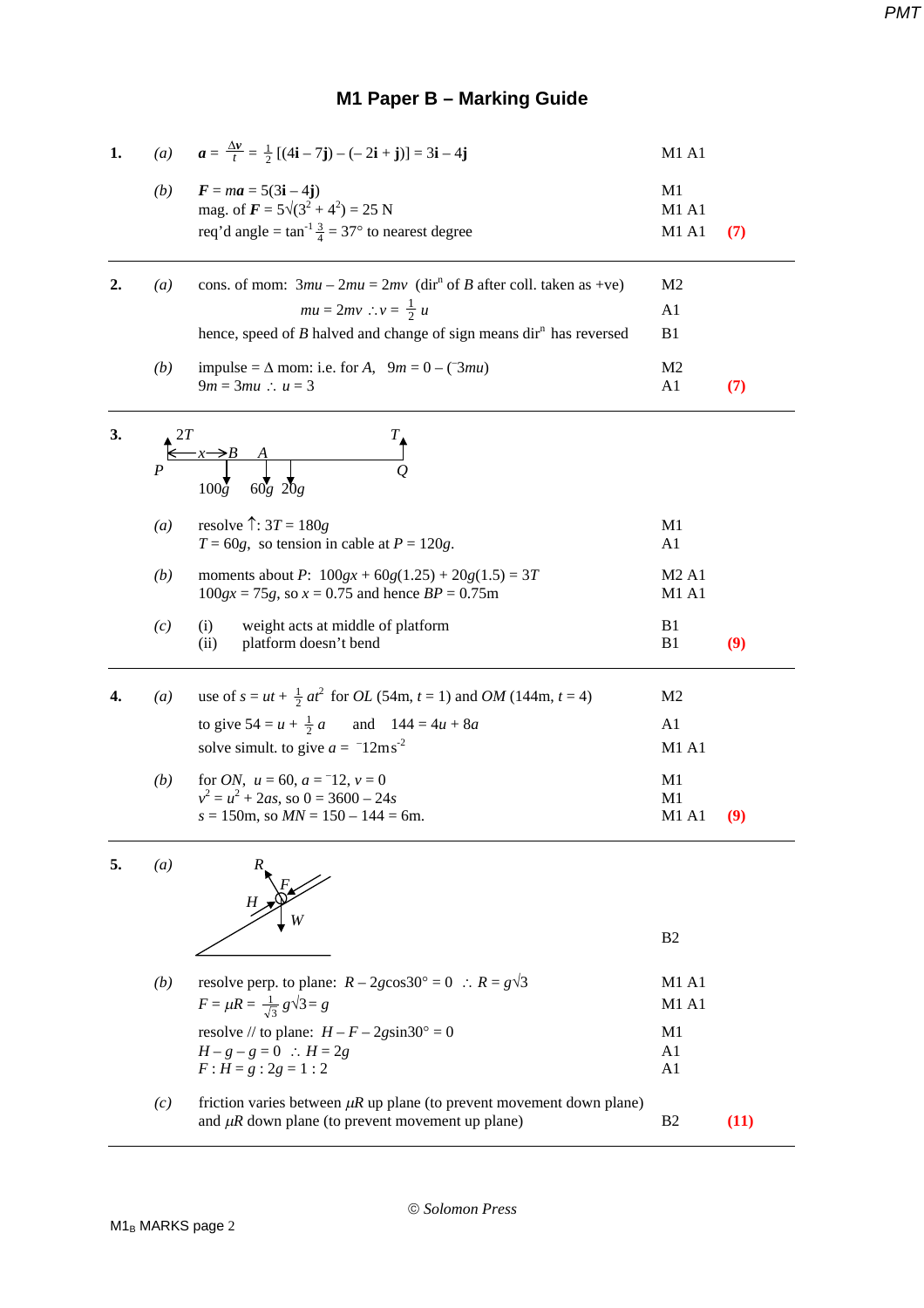# M1 Paper B – Marking Guide

| | | | | |
|---|---|---|---|---|
| **1.** | *(a)* | $\boldsymbol{a} = \frac{\Delta \boldsymbol{v}}{t} = \frac{1}{2}[(4\mathbf{i} - 7\mathbf{j}) - (-2\mathbf{i} + \mathbf{j})] = 3\mathbf{i} - 4\mathbf{j}$ | M1 A1 | |
| | *(b)* | $\boldsymbol{F} = m\boldsymbol{a} = 5(3\mathbf{i} - 4\mathbf{j})$ | M1 | |
| | | mag. of $\boldsymbol{F} = 5\sqrt{(3^2 + 4^2)} = 25$ N | M1 A1 | |
| | | req'd angle $= \tan^{-1}\frac{3}{4} = 37°$ to nearest degree | M1 A1 | **(7)** |
| **2.** | *(a)* | cons. of mom: $3mu - 2mu = 2mv$ (dir[n] of *B* after coll. taken as +ve) | M2 | |
| | | $mu = 2mv \therefore v = \frac{1}{2}u$ | A1 | |
| | | hence, speed of *B* halved and change of sign means dir[n] has reversed | B1 | |
| | *(b)* | impulse = Δ mom: i.e. for *A*, $9m = 0 - (^-3mu)$ | M2 | |
| | | $9m = 3mu \therefore u = 3$ | A1 | **(7)** |
| **3.** | | [Diagram: platform *PQ* with tension $2T$ at *P* and $T$ at *Q*; weights $100g$ at *B* (distance $x$ from *P*), $60g$ at *A*, $20g$] | | |
| | *(a)* | resolve ↑: $3T = 180g$ | M1 | |
| | | $T = 60g$, so tension in cable at $P = 120g$. | A1 | |
| | *(b)* | moments about *P*: $100gx + 60g(1.25) + 20g(1.5) = 3T$ | M2 A1 | |
| | | $100gx = 75g$, so $x = 0.75$ and hence $BP = 0.75$m | M1 A1 | |
| | *(c)* | (i) weight acts at middle of platform | B1 | |
| | | (ii) platform doesn't bend | B1 | **(9)** |
| **4.** | *(a)* | use of $s = ut + \frac{1}{2}at^2$ for *OL* (54m, $t = 1$) and *OM* (144m, $t = 4$) | M2 | |
| | | to give $54 = u + \frac{1}{2}a$ and $144 = 4u + 8a$ | A1 | |
| | | solve simult. to give $a = {}^-12\text{ms}^{-2}$ | M1 A1 | |
| | *(b)* | for *ON*, $u = 60$, $a = {}^-12$, $v = 0$ | M1 | |
| | | $v^2 = u^2 + 2as$, so $0 = 3600 - 24s$ | M1 | |
| | | $s = 150$m, so $MN = 150 - 144 = 6$m. | M1 A1 | **(9)** |
| **5.** | *(a)* | [Diagram: particle on inclined plane with forces *R*, *F*, *H*, *W*] | B2 | |
| | *(b)* | resolve perp. to plane: $R - 2g\cos 30° = 0 \therefore R = g\sqrt{3}$ | M1 A1 | |
| | | $F = \mu R = \frac{1}{\sqrt{3}}g\sqrt{3} = g$ | M1 A1 | |
| | | resolve // to plane: $H - F - 2g\sin 30° = 0$ | M1 | |
| | | $H - g - g = 0 \therefore H = 2g$ | A1 | |
| | | $F : H = g : 2g = 1 : 2$ | A1 | |
| | *(c)* | friction varies between $\mu R$ up plane (to prevent movement down plane) and $\mu R$ down plane (to prevent movement up plane) | B2 | **(11)** |

© *Solomon Press*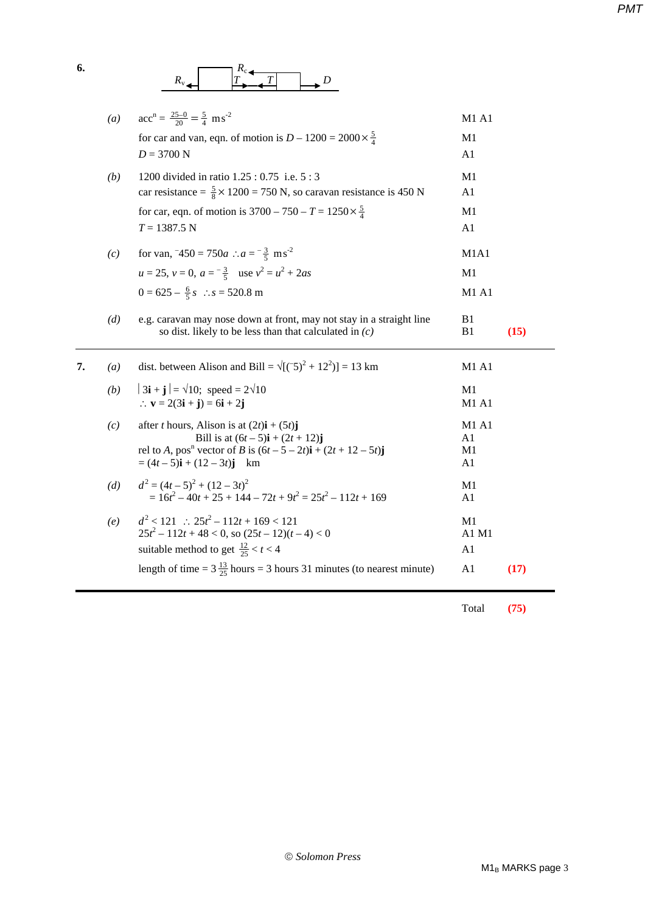**6.**

$R_v$ ← [van] $T$ → ← $T$ [car] ← $R_c$ → $D$

| | | | |
|---|---|---|---|
| *(a)* | $\text{acc}^n = \frac{25-0}{20} = \frac{5}{4}\ \text{ms}^{-2}$ | M1 A1 | |
| | for car and van, eqn. of motion is $D - 1200 = 2000 \times \frac{5}{4}$ | M1 | |
| | $D = 3700$ N | A1 | |
| *(b)* | 1200 divided in ratio 1.25 : 0.75 i.e. 5 : 3 | M1 | |
| | car resistance = $\frac{5}{8} \times 1200 = 750$ N, so caravan resistance is 450 N | A1 | |
| | for car, eqn. of motion is $3700 - 750 - T = 1250 \times \frac{5}{4}$ | M1 | |
| | $T = 1387.5$ N | A1 | |
| *(c)* | for van, $^-450 = 750a\ \therefore a = {}^-\frac{3}{5}\ \text{ms}^{-2}$ | M1A1 | |
| | $u = 25$, $v = 0$, $a = {}^-\frac{3}{5}$ use $v^2 = u^2 + 2as$ | M1 | |
| | $0 = 625 - \frac{6}{5}s\ \therefore s = 520.8$ m | M1 A1 | |
| *(d)* | e.g. caravan may nose down at front, may not stay in a straight line | B1 | |
| | so dist. likely to be less than that calculated in *(c)* | B1 | **(15)** |

**7.**

| | | | |
|---|---|---|---|
| *(a)* | dist. between Alison and Bill = $\sqrt{[(^-5)^2 + 12^2)]} = 13$ km | M1 A1 | |
| *(b)* | $\lvert 3\mathbf{i} + \mathbf{j} \rvert = \sqrt{10}$; speed = $2\sqrt{10}$ | M1 | |
| | $\therefore \mathbf{v} = 2(3\mathbf{i} + \mathbf{j}) = 6\mathbf{i} + 2\mathbf{j}$ | M1 A1 | |
| *(c)* | after $t$ hours, Alison is at $(2t)\mathbf{i} + (5t)\mathbf{j}$ | M1 A1 | |
| | Bill is at $(6t - 5)\mathbf{i} + (2t + 12)\mathbf{j}$ | A1 | |
| | rel to $A$, pos$^n$ vector of $B$ is $(6t - 5 - 2t)\mathbf{i} + (2t + 12 - 5t)\mathbf{j}$ | M1 | |
| | $= (4t - 5)\mathbf{i} + (12 - 3t)\mathbf{j}$ km | A1 | |
| *(d)* | $d^2 = (4t - 5)^2 + (12 - 3t)^2$ | M1 | |
| | $= 16t^2 - 40t + 25 + 144 - 72t + 9t^2 = 25t^2 - 112t + 169$ | A1 | |
| *(e)* | $d^2 < 121\ \therefore 25t^2 - 112t + 169 < 121$ | M1 | |
| | $25t^2 - 112t + 48 < 0$, so $(25t - 12)(t - 4) < 0$ | A1 M1 | |
| | suitable method to get $\frac{12}{25} < t < 4$ | A1 | |
| | length of time = $3\frac{13}{25}$ hours = 3 hours 31 minutes (to nearest minute) | A1 | **(17)** |

Total **(75)**

© *Solomon Press*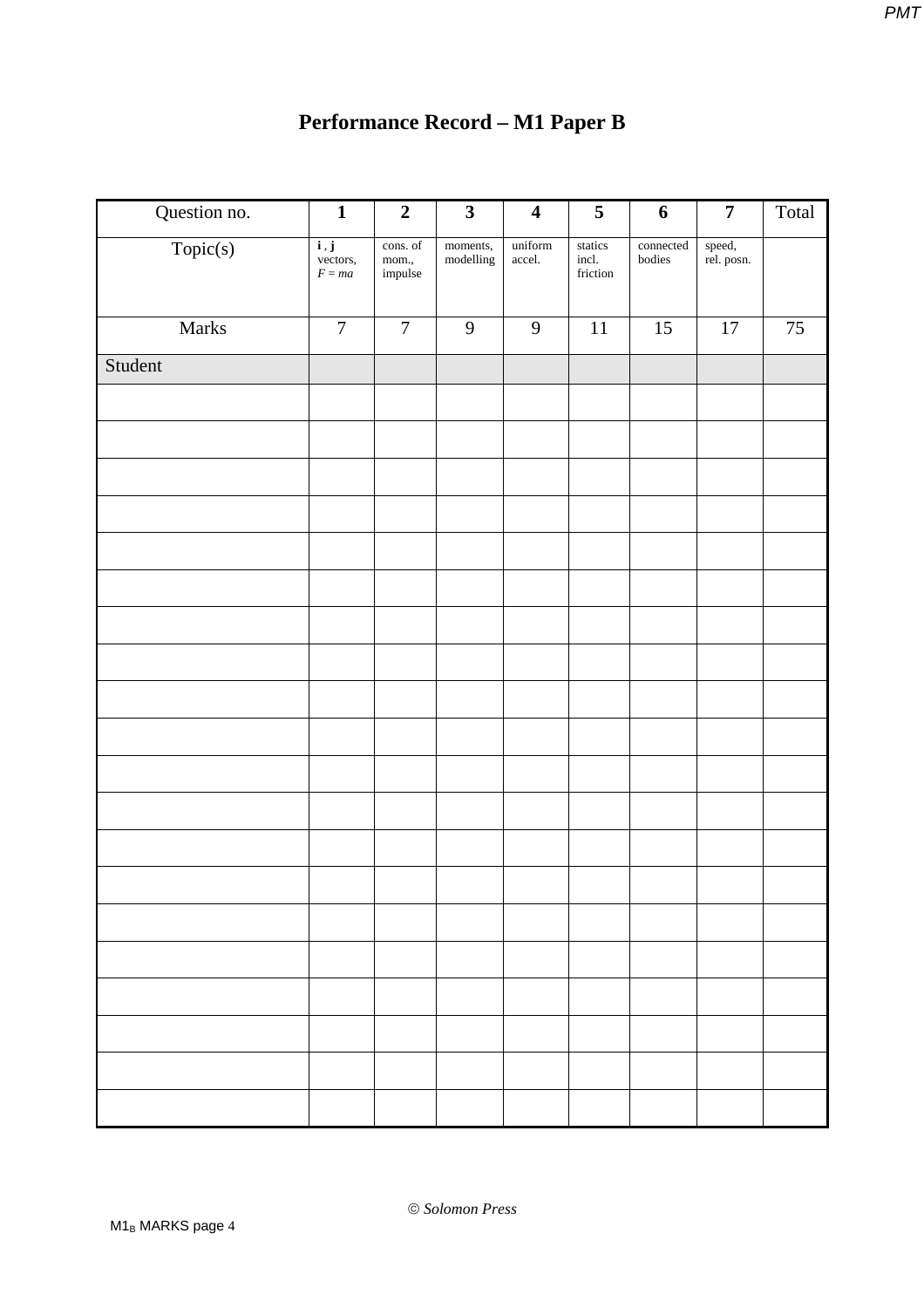# Performance Record – M1 Paper B

| Question no. | 1 | 2 | 3 | 4 | 5 | 6 | 7 | Total |
|---|---|---|---|---|---|---|---|---|
| Topic(s) | **i**, **j** vectors, $F = ma$ | cons. of mom., impulse | moments, modelling | uniform accel. | statics incl. friction | connected bodies | speed, rel. posn. | |
| Marks | 7 | 7 | 9 | 9 | 11 | 15 | 17 | 75 |
| Student | | | | | | | | |
| | | | | | | | | |
| | | | | | | | | |
| | | | | | | | | |
| | | | | | | | | |
| | | | | | | | | |
| | | | | | | | | |
| | | | | | | | | |
| | | | | | | | | |
| | | | | | | | | |
| | | | | | | | | |
| | | | | | | | | |
| | | | | | | | | |
| | | | | | | | | |
| | | | | | | | | |
| | | | | | | | | |
| | | | | | | | | |
| | | | | | | | | |
| | | | | | | | | |
| | | | | | | | | |
| | | | | | | | | |

© *Solomon Press*